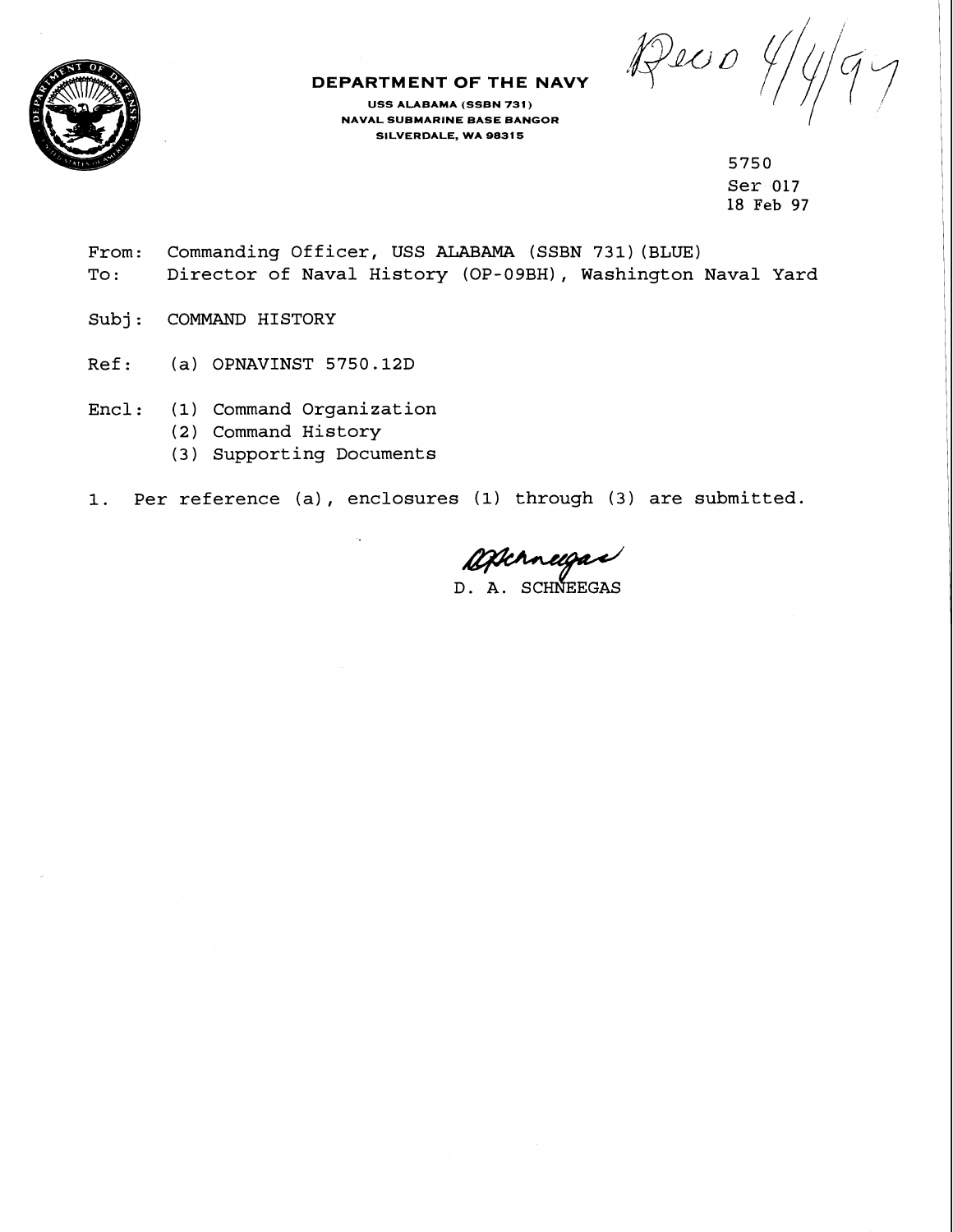**DEPARTMENT OF THE NAVY**

USS ALABAMA (SSBN 731)
NAVAL SUBMARINE BASE BANGOR
SILVERDALE, WA 98315

Recd 4/4/97

5750
Ser 017
18 Feb 97

From: Commanding Officer, USS ALABAMA (SSBN 731)(BLUE)
To: Director of Naval History (OP-09BH), Washington Naval Yard

Subj: COMMAND HISTORY

Ref: (a) OPNAVINST 5750.12D

Encl: (1) Command Organization
(2) Command History
(3) Supporting Documents

1. Per reference (a), enclosures (1) through (3) are submitted.

D. A. SCHNEEGAS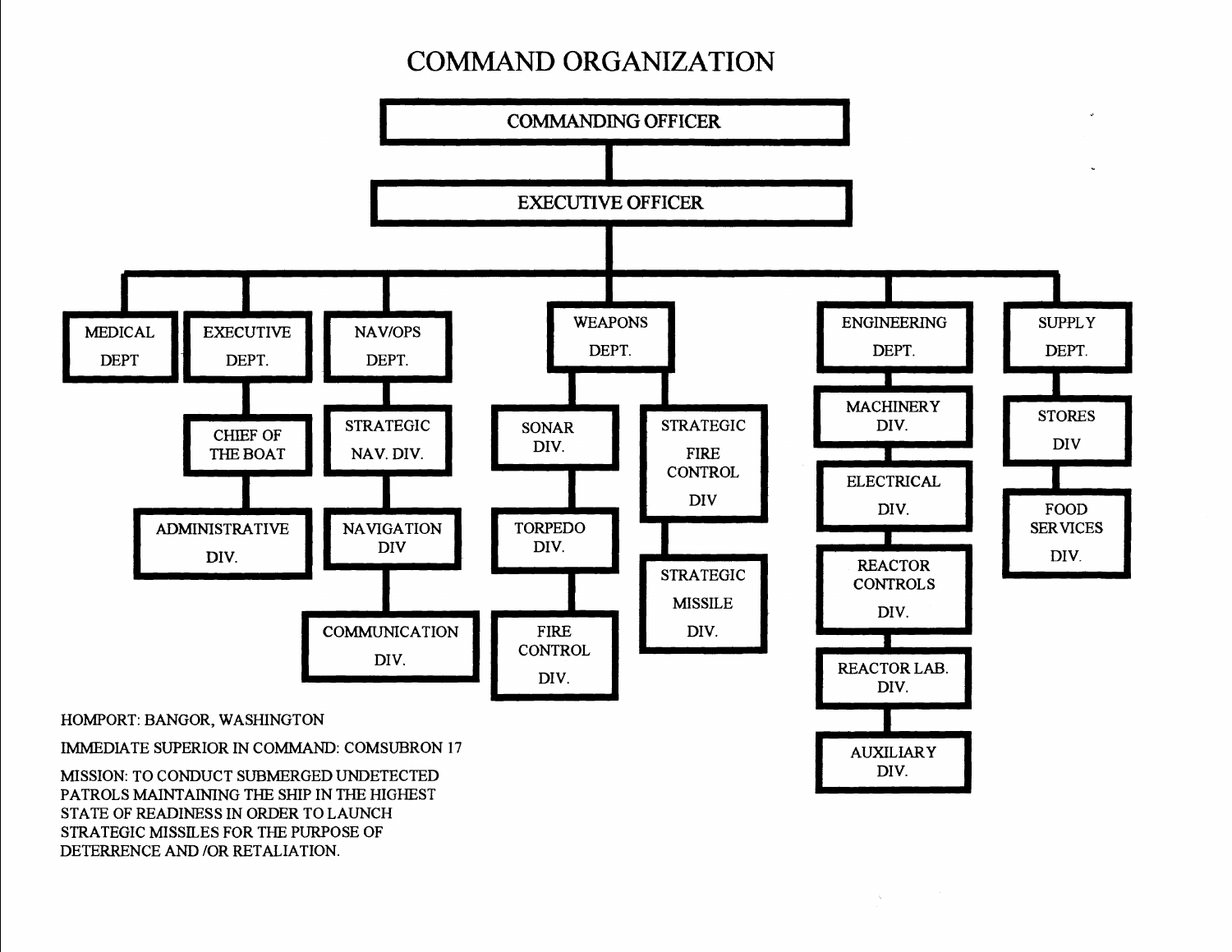# COMMAND ORGANIZATION

- COMMANDING OFFICER
  - EXECUTIVE OFFICER
    - MEDICAL DEPT
    - EXECUTIVE DEPT.
      - CHIEF OF THE BOAT
        - ADMINISTRATIVE DIV.
    - NAV/OPS DEPT.
      - STRATEGIC NAV. DIV.
        - NAVIGATION DIV
          - COMMUNICATION DIV.
    - WEAPONS DEPT.
      - SONAR DIV.
        - TORPEDO DIV.
          - FIRE CONTROL DIV.
      - STRATEGIC FIRE CONTROL DIV
        - STRATEGIC MISSILE DIV.
    - ENGINEERING DEPT.
      - MACHINERY DIV.
        - ELECTRICAL DIV.
          - REACTOR CONTROLS DIV.
            - REACTOR LAB. DIV.
              - AUXILIARY DIV.
    - SUPPLY DEPT.
      - STORES DIV
        - FOOD SERVICES DIV.

HOMPORT: BANGOR, WASHINGTON

IMMEDIATE SUPERIOR IN COMMAND: COMSUBRON 17

MISSION: TO CONDUCT SUBMERGED UNDETECTED PATROLS MAINTAINING THE SHIP IN THE HIGHEST STATE OF READINESS IN ORDER TO LAUNCH STRATEGIC MISSILES FOR THE PURPOSE OF DETERRENCE AND /OR RETALIATION.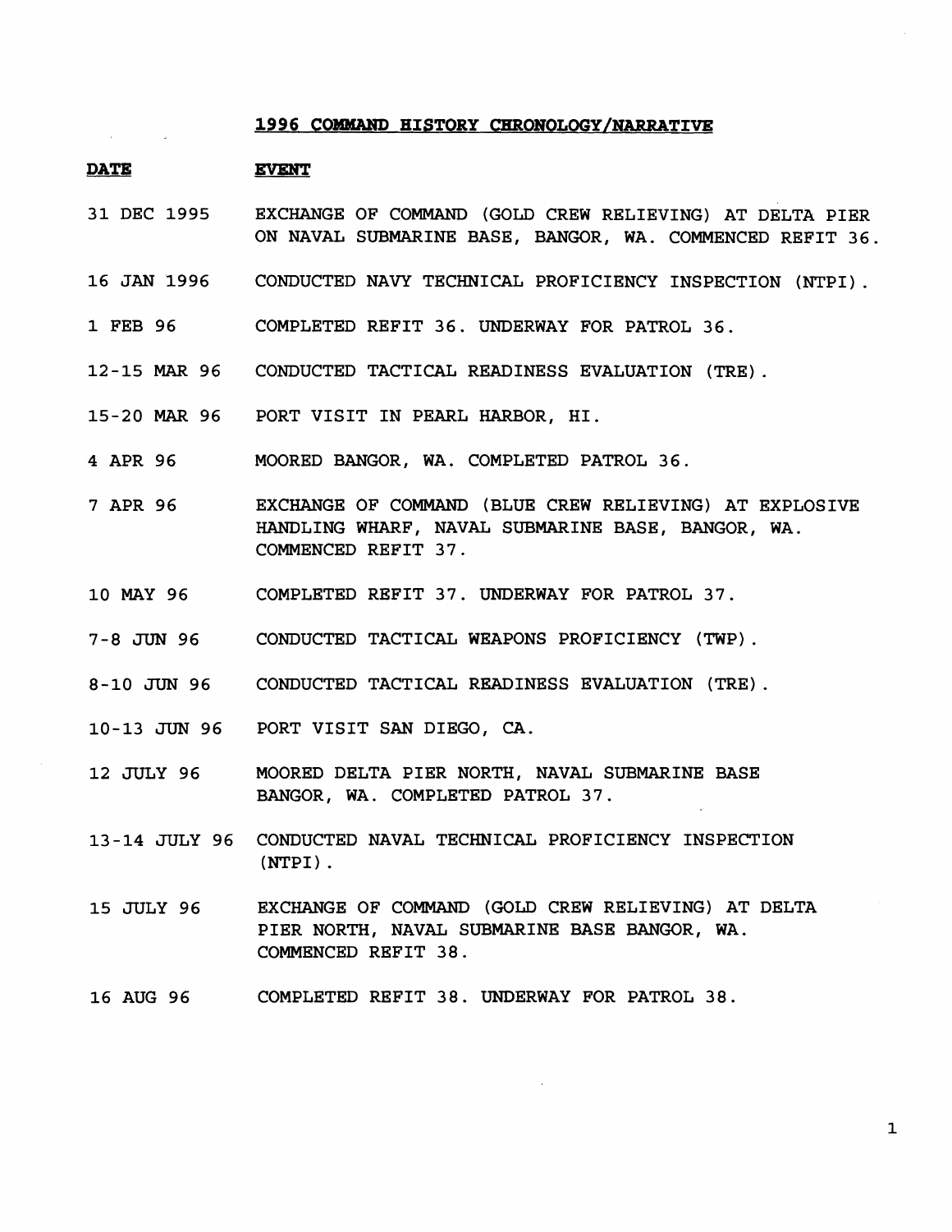## 1996 COMMAND HISTORY CHRONOLOGY/NARRATIVE

| **DATE** | **EVENT** |
| --- | --- |
| 31 DEC 1995 | EXCHANGE OF COMMAND (GOLD CREW RELIEVING) AT DELTA PIER ON NAVAL SUBMARINE BASE, BANGOR, WA. COMMENCED REFIT 36. |
| 16 JAN 1996 | CONDUCTED NAVY TECHNICAL PROFICIENCY INSPECTION (NTPI). |
| 1 FEB 96 | COMPLETED REFIT 36. UNDERWAY FOR PATROL 36. |
| 12-15 MAR 96 | CONDUCTED TACTICAL READINESS EVALUATION (TRE). |
| 15-20 MAR 96 | PORT VISIT IN PEARL HARBOR, HI. |
| 4 APR 96 | MOORED BANGOR, WA. COMPLETED PATROL 36. |
| 7 APR 96 | EXCHANGE OF COMMAND (BLUE CREW RELIEVING) AT EXPLOSIVE HANDLING WHARF, NAVAL SUBMARINE BASE, BANGOR, WA. COMMENCED REFIT 37. |
| 10 MAY 96 | COMPLETED REFIT 37. UNDERWAY FOR PATROL 37. |
| 7-8 JUN 96 | CONDUCTED TACTICAL WEAPONS PROFICIENCY (TWP). |
| 8-10 JUN 96 | CONDUCTED TACTICAL READINESS EVALUATION (TRE). |
| 10-13 JUN 96 | PORT VISIT SAN DIEGO, CA. |
| 12 JULY 96 | MOORED DELTA PIER NORTH, NAVAL SUBMARINE BASE BANGOR, WA. COMPLETED PATROL 37. |
| 13-14 JULY 96 | CONDUCTED NAVAL TECHNICAL PROFICIENCY INSPECTION (NTPI). |
| 15 JULY 96 | EXCHANGE OF COMMAND (GOLD CREW RELIEVING) AT DELTA PIER NORTH, NAVAL SUBMARINE BASE BANGOR, WA. COMMENCED REFIT 38. |
| 16 AUG 96 | COMPLETED REFIT 38. UNDERWAY FOR PATROL 38. |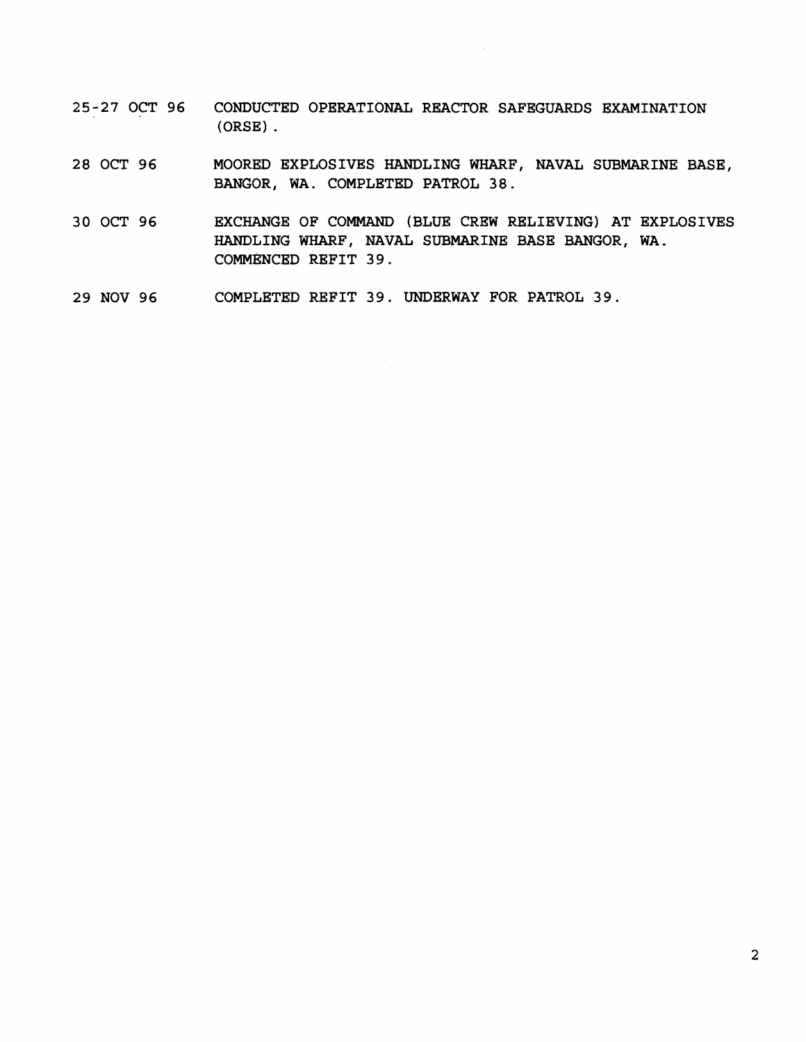25-27 OCT 96 CONDUCTED OPERATIONAL REACTOR SAFEGUARDS EXAMINATION (ORSE).

28 OCT 96 MOORED EXPLOSIVES HANDLING WHARF, NAVAL SUBMARINE BASE, BANGOR, WA. COMPLETED PATROL 38.

30 OCT 96 EXCHANGE OF COMMAND (BLUE CREW RELIEVING) AT EXPLOSIVES HANDLING WHARF, NAVAL SUBMARINE BASE BANGOR, WA. COMMENCED REFIT 39.

29 NOV 96 COMPLETED REFIT 39. UNDERWAY FOR PATROL 39.